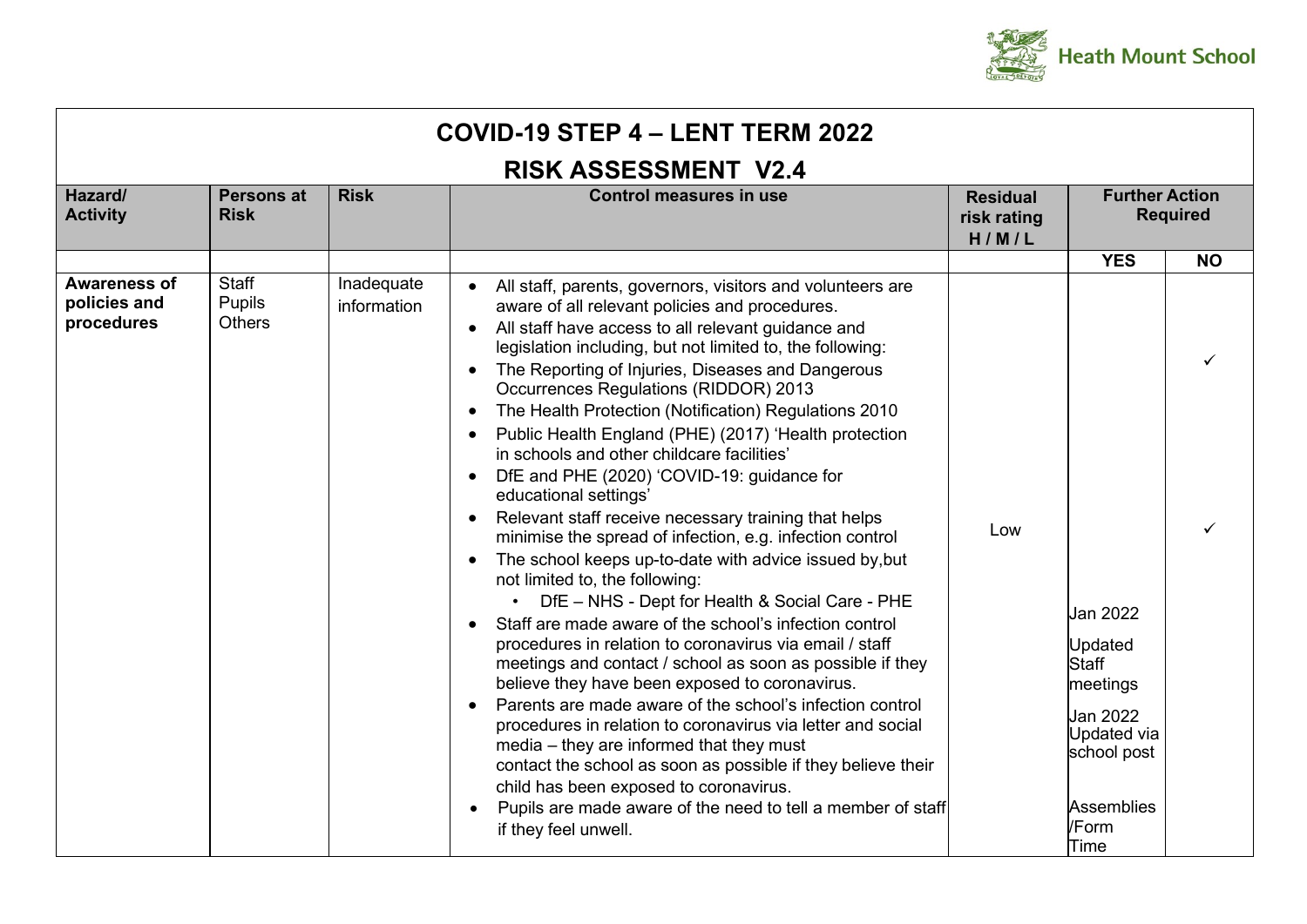Heath Mount School

# COVID-19 STEP 4 – LENT TERM 2022

## RISK ASSESSMENT V2.4

| Hazard/ Activity | Persons at Risk | Risk | Control measures in use | Residual risk rating H / M / L | Further Action Required | |
|---|---|---|---|---|---|---|
| | | | | | YES | NO |
| **Awareness of policies and procedures** | Staff<br>Pupils<br>Others | Inadequate information | • All staff, parents, governors, visitors and volunteers are aware of all relevant policies and procedures.<br>• All staff have access to all relevant guidance and legislation including, but not limited to, the following:<br>• The Reporting of Injuries, Diseases and Dangerous Occurrences Regulations (RIDDOR) 2013<br>• The Health Protection (Notification) Regulations 2010<br>• Public Health England (PHE) (2017) 'Health protection in schools and other childcare facilities'<br>• DfE and PHE (2020) 'COVID-19: guidance for educational settings'<br>• Relevant staff receive necessary training that helps minimise the spread of infection, e.g. infection control<br>• The school keeps up-to-date with advice issued by,but not limited to, the following:<br>  • DfE – NHS - Dept for Health & Social Care - PHE<br>• Staff are made aware of the school's infection control procedures in relation to coronavirus via email / staff meetings and contact / school as soon as possible if they believe they have been exposed to coronavirus.<br>• Parents are made aware of the school's infection control procedures in relation to coronavirus via letter and social media – they are informed that they must contact the school as soon as possible if they believe their child has been exposed to coronavirus.<br>• Pupils are made aware of the need to tell a member of staff if they feel unwell. | Low | Jan 2022<br>Updated Staff meetings<br><br>Jan 2022 Updated via school post<br><br>Assemblies /Form Time | ✓<br><br>✓ |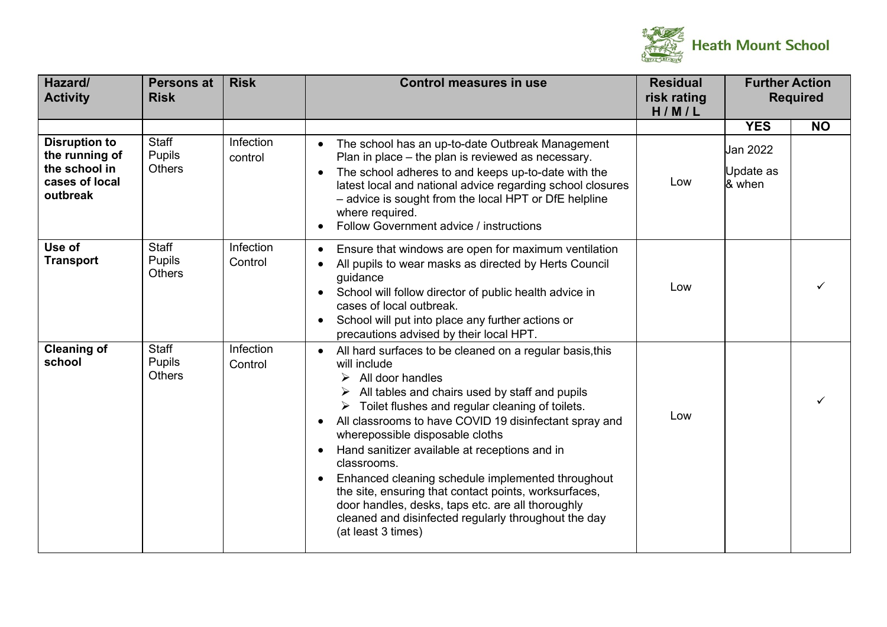| Hazard/ Activity | Persons at Risk | Risk | Control measures in use | Residual risk rating H / M / L | Further Action Required | |
|---|---|---|---|---|---|---|
| | | | | | YES | NO |
| **Disruption to the running of the school in cases of local outbreak** | Staff<br>Pupils<br>Others | Infection control | • The school has an up-to-date Outbreak Management Plan in place – the plan is reviewed as necessary.<br>• The school adheres to and keeps up-to-date with the latest local and national advice regarding school closures – advice is sought from the local HPT or DfE helpline where required.<br>• Follow Government advice / instructions | Low | Jan 2022<br><br>Update as & when | |
| **Use of Transport** | Staff<br>Pupils<br>Others | Infection Control | • Ensure that windows are open for maximum ventilation<br>• All pupils to wear masks as directed by Herts Council guidance<br>• School will follow director of public health advice in cases of local outbreak.<br>• School will put into place any further actions or precautions advised by their local HPT. | Low | | ✓ |
| **Cleaning of school** | Staff<br>Pupils<br>Others | Infection Control | • All hard surfaces to be cleaned on a regular basis,this will include<br>  ➢ All door handles<br>  ➢ All tables and chairs used by staff and pupils<br>  ➢ Toilet flushes and regular cleaning of toilets.<br>• All classrooms to have COVID 19 disinfectant spray and wherepossible disposable cloths<br>• Hand sanitizer available at receptions and in classrooms.<br>• Enhanced cleaning schedule implemented throughout the site, ensuring that contact points, worksurfaces, door handles, desks, taps etc. are all thoroughly cleaned and disinfected regularly throughout the day (at least 3 times) | Low | | ✓ |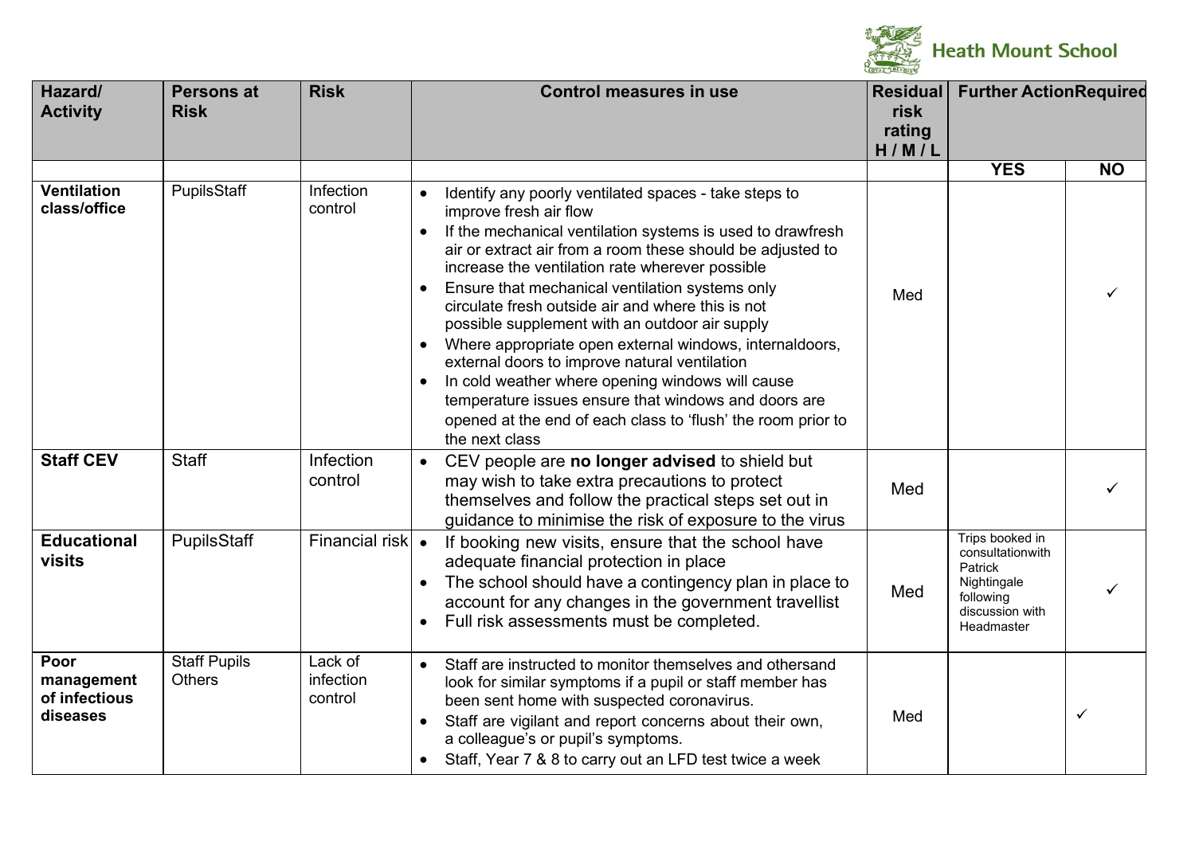| Hazard/ Activity | Persons at Risk | Risk | Control measures in use | Residual risk rating H / M / L | Further ActionRequired | |
|---|---|---|---|---|---|---|
| | | | | | YES | NO |
| **Ventilation class/office** | PupilsStaff | Infection control | • Identify any poorly ventilated spaces - take steps to improve fresh air flow<br>• If the mechanical ventilation systems is used to drawfresh air or extract air from a room these should be adjusted to increase the ventilation rate wherever possible<br>• Ensure that mechanical ventilation systems only circulate fresh outside air and where this is not possible supplement with an outdoor air supply<br>• Where appropriate open external windows, internaldoors, external doors to improve natural ventilation<br>• In cold weather where opening windows will cause temperature issues ensure that windows and doors are opened at the end of each class to 'flush' the room prior to the next class | Med | | ✓ |
| **Staff CEV** | Staff | Infection control | • CEV people are **no longer advised** to shield but may wish to take extra precautions to protect themselves and follow the practical steps set out in guidance to minimise the risk of exposure to the virus | Med | | ✓ |
| **Educational visits** | PupilsStaff | Financial risk | • If booking new visits, ensure that the school have adequate financial protection in place<br>• The school should have a contingency plan in place to account for any changes in the government travellist<br>• Full risk assessments must be completed. | Med | Trips booked in consultationwith Patrick Nightingale following discussion with Headmaster | ✓ |
| **Poor management of infectious diseases** | Staff Pupils Others | Lack of infection control | • Staff are instructed to monitor themselves and othersand look for similar symptoms if a pupil or staff member has been sent home with suspected coronavirus.<br>• Staff are vigilant and report concerns about their own, a colleague's or pupil's symptoms.<br>• Staff, Year 7 & 8 to carry out an LFD test twice a week | Med | | ✓ |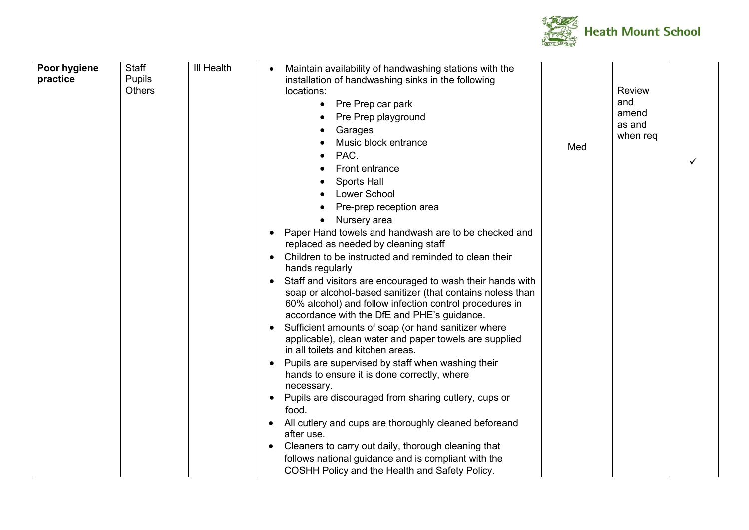| | | | | | | |
|---|---|---|---|---|---|---|
| **Poor hygiene practice** | Staff<br>Pupils<br>Others | Ill Health | • Maintain availability of handwashing stations with the installation of handwashing sinks in the following locations:<br>  ◦ Pre Prep car park<br>  ◦ Pre Prep playground<br>  ◦ Garages<br>  ◦ Music block entrance<br>  ◦ PAC.<br>  ◦ Front entrance<br>  ◦ Sports Hall<br>  ◦ Lower School<br>  ◦ Pre-prep reception area<br>  ◦ Nursery area<br>• Paper Hand towels and handwash are to be checked and replaced as needed by cleaning staff<br>• Children to be instructed and reminded to clean their hands regularly<br>• Staff and visitors are encouraged to wash their hands with soap or alcohol-based sanitizer (that contains noless than 60% alcohol) and follow infection control procedures in accordance with the DfE and PHE's guidance.<br>• Sufficient amounts of soap (or hand sanitizer where applicable), clean water and paper towels are supplied in all toilets and kitchen areas.<br>• Pupils are supervised by staff when washing their hands to ensure it is done correctly, where necessary.<br>• Pupils are discouraged from sharing cutlery, cups or food.<br>• All cutlery and cups are thoroughly cleaned beforeand after use.<br>• Cleaners to carry out daily, thorough cleaning that follows national guidance and is compliant with the COSHH Policy and the Health and Safety Policy. | Med | Review and amend as and when req | ✓ |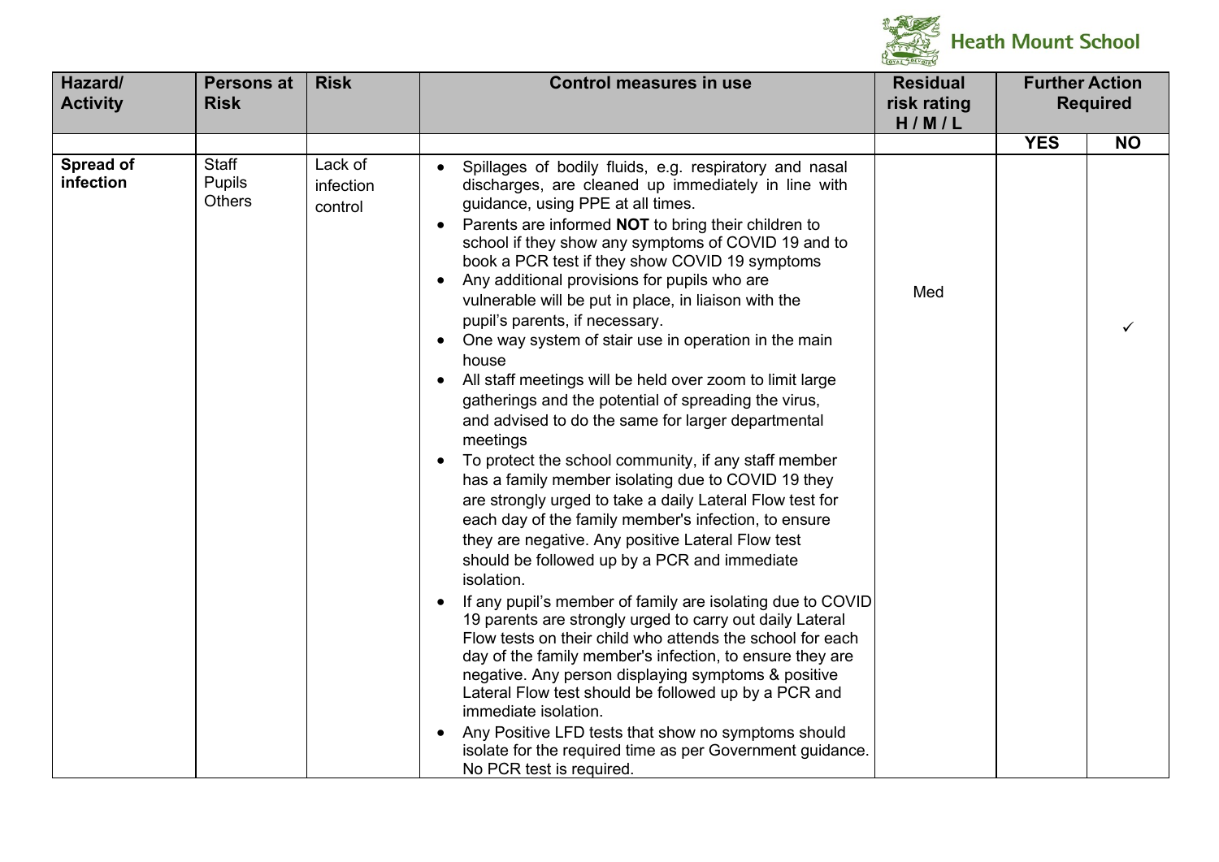| Hazard/ Activity | Persons at Risk | Risk | Control measures in use | Residual risk rating H / M / L | Further Action Required | |
|---|---|---|---|---|---|---|
| | | | | | YES | NO |
| **Spread of infection** | Staff<br>Pupils<br>Others | Lack of infection control | • Spillages of bodily fluids, e.g. respiratory and nasal discharges, are cleaned up immediately in line with guidance, using PPE at all times.<br>• Parents are informed **NOT** to bring their children to school if they show any symptoms of COVID 19 and to book a PCR test if they show COVID 19 symptoms<br>• Any additional provisions for pupils who are vulnerable will be put in place, in liaison with the pupil's parents, if necessary.<br>• One way system of stair use in operation in the main house<br>• All staff meetings will be held over zoom to limit large gatherings and the potential of spreading the virus, and advised to do the same for larger departmental meetings<br>• To protect the school community, if any staff member has a family member isolating due to COVID 19 they are strongly urged to take a daily Lateral Flow test for each day of the family member's infection, to ensure they are negative. Any positive Lateral Flow test should be followed up by a PCR and immediate isolation.<br>• If any pupil's member of family are isolating due to COVID 19 parents are strongly urged to carry out daily Lateral Flow tests on their child who attends the school for each day of the family member's infection, to ensure they are negative. Any person displaying symptoms & positive Lateral Flow test should be followed up by a PCR and immediate isolation.<br>• Any Positive LFD tests that show no symptoms should isolate for the required time as per Government guidance. No PCR test is required. | Med | | ✓ |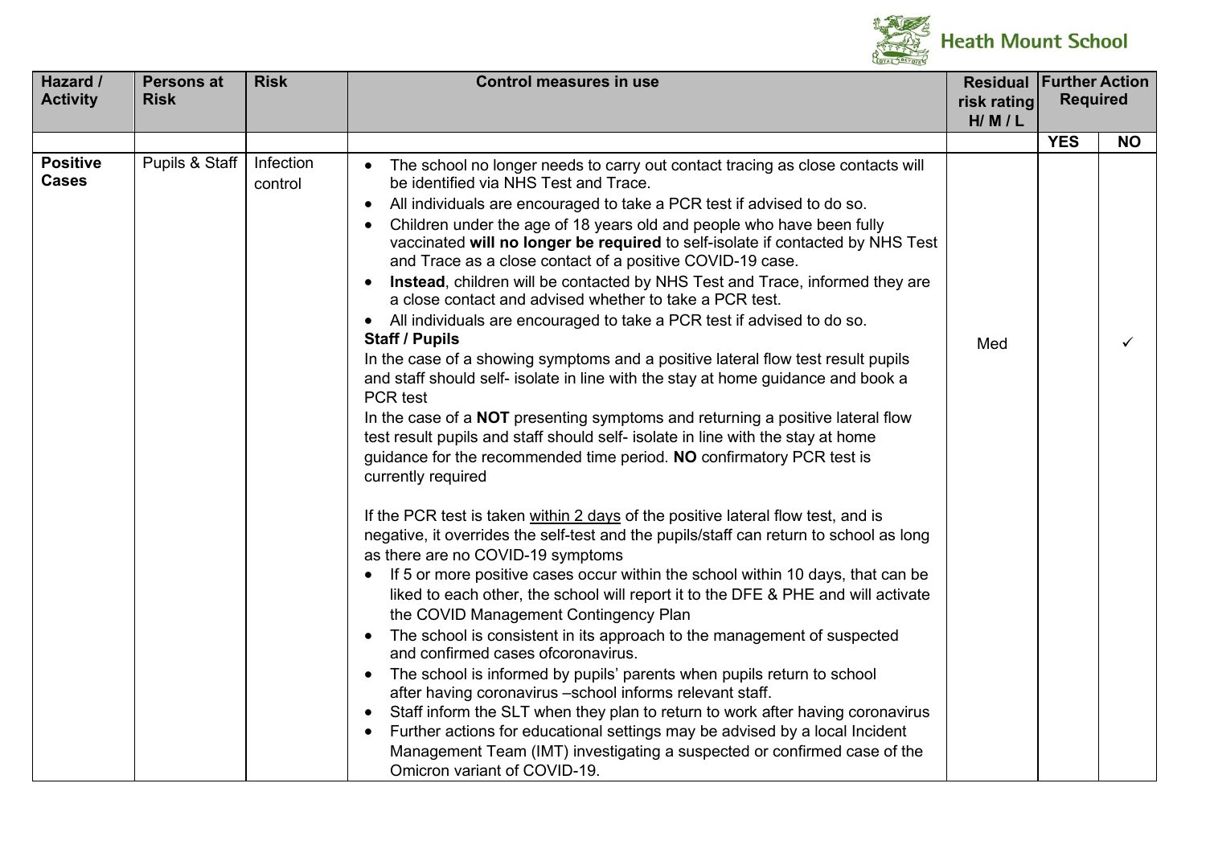| Hazard / Activity | Persons at Risk | Risk | Control measures in use | Residual risk rating H/ M / L | Further Action Required | |
|---|---|---|---|---|---|---|
| | | | | | **YES** | **NO** |
| **Positive Cases** | Pupils & Staff | Infection control | • The school no longer needs to carry out contact tracing as close contacts will be identified via NHS Test and Trace.<br>• All individuals are encouraged to take a PCR test if advised to do so.<br>• Children under the age of 18 years old and people who have been fully vaccinated **will no longer be required** to self-isolate if contacted by NHS Test and Trace as a close contact of a positive COVID-19 case.<br>• **Instead**, children will be contacted by NHS Test and Trace, informed they are a close contact and advised whether to take a PCR test.<br>• All individuals are encouraged to take a PCR test if advised to do so.<br>**Staff / Pupils**<br>In the case of a showing symptoms and a positive lateral flow test result pupils and staff should self- isolate in line with the stay at home guidance and book a PCR test<br>In the case of a **NOT** presenting symptoms and returning a positive lateral flow test result pupils and staff should self- isolate in line with the stay at home guidance for the recommended time period. **NO** confirmatory PCR test is currently required<br><br>If the PCR test is taken within 2 days of the positive lateral flow test, and is negative, it overrides the self-test and the pupils/staff can return to school as long as there are no COVID-19 symptoms<br>• If 5 or more positive cases occur within the school within 10 days, that can be liked to each other, the school will report it to the DFE & PHE and will activate the COVID Management Contingency Plan<br>• The school is consistent in its approach to the management of suspected and confirmed cases ofcoronavirus.<br>• The school is informed by pupils' parents when pupils return to school after having coronavirus –school informs relevant staff.<br>• Staff inform the SLT when they plan to return to work after having coronavirus<br>• Further actions for educational settings may be advised by a local Incident Management Team (IMT) investigating a suspected or confirmed case of the Omicron variant of COVID-19. | Med | | ✓ |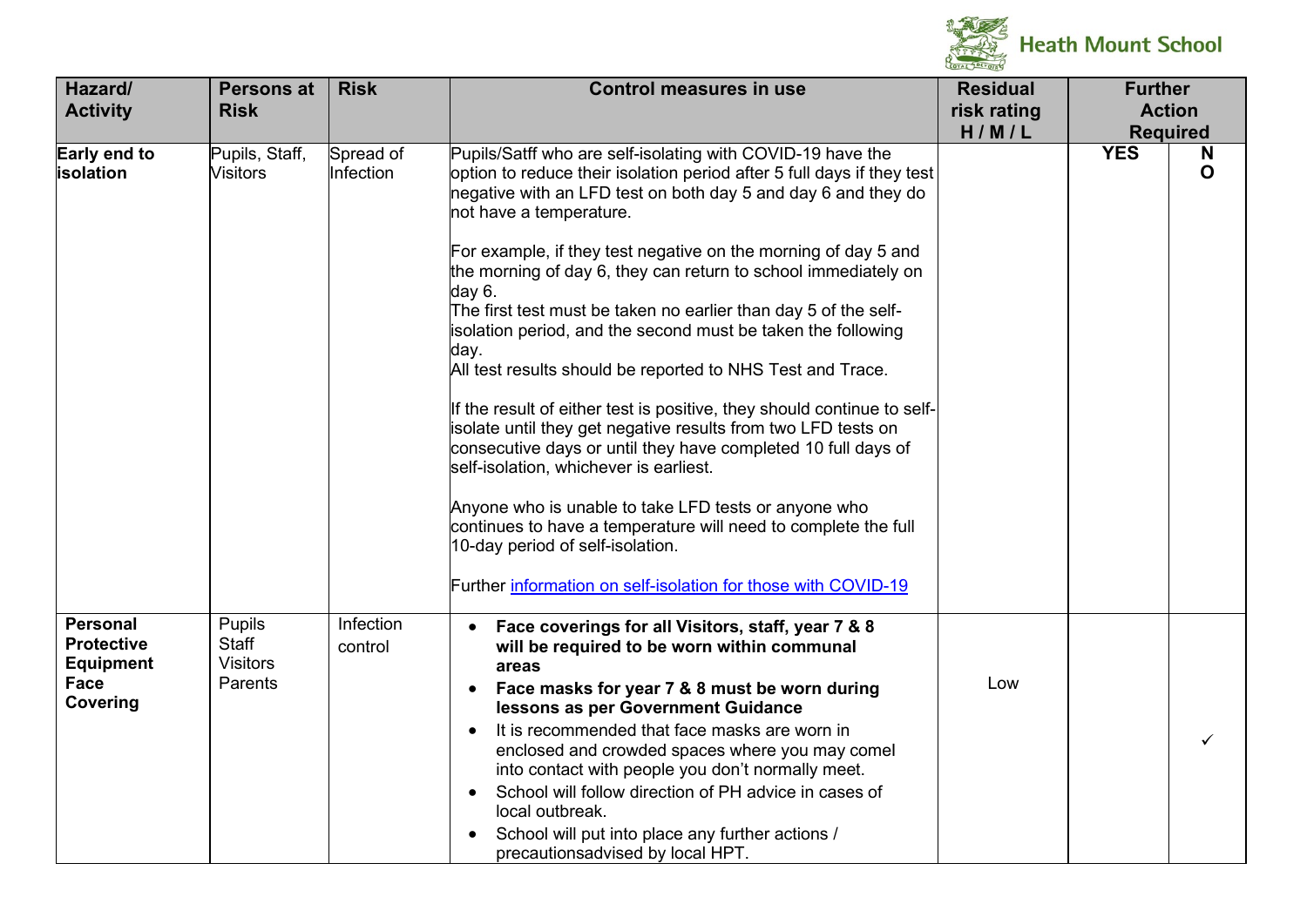| Hazard/ Activity | Persons at Risk | Risk | Control measures in use | Residual risk rating H / M / L | Further Action Required | |
|---|---|---|---|---|---|---|
| **Early end to isolation** | Pupils, Staff, Visitors | Spread of Infection | Pupils/Satff who are self-isolating with COVID-19 have the option to reduce their isolation period after 5 full days if they test negative with an LFD test on both day 5 and day 6 and they do not have a temperature.<br><br>For example, if they test negative on the morning of day 5 and the morning of day 6, they can return to school immediately on day 6.<br>The first test must be taken no earlier than day 5 of the self-isolation period, and the second must be taken the following day.<br>All test results should be reported to NHS Test and Trace.<br><br>If the result of either test is positive, they should continue to self-isolate until they get negative results from two LFD tests on consecutive days or until they have completed 10 full days of self-isolation, whichever is earliest.<br><br>Anyone who is unable to take LFD tests or anyone who continues to have a temperature will need to complete the full 10-day period of self-isolation.<br><br>Further [information on self-isolation for those with COVID-19]() | | **YES** | **NO** |
| **Personal Protective Equipment Face Covering** | Pupils<br>Staff<br>Visitors<br>Parents | Infection control | • **Face coverings for all Visitors, staff, year 7 & 8 will be required to be worn within communal areas**<br>• **Face masks for year 7 & 8 must be worn during lessons as per Government Guidance**<br>• It is recommended that face masks are worn in enclosed and crowded spaces where you may comel into contact with people you don't normally meet.<br>• School will follow direction of PH advice in cases of local outbreak.<br>• School will put into place any further actions / precautionsadvised by local HPT. | Low | | ✓ |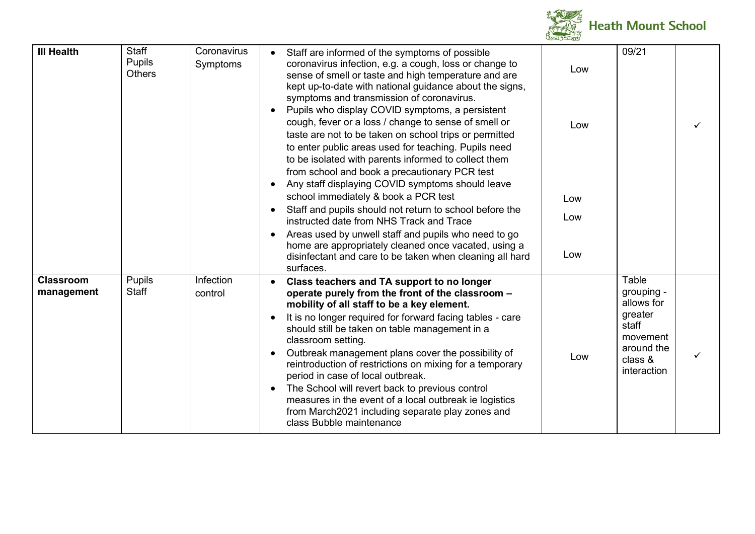| Ill Health | Staff<br>Pupils<br>Others | Coronavirus Symptoms | • Staff are informed of the symptoms of possible coronavirus infection, e.g. a cough, loss or change to sense of smell or taste and high temperature and are kept up-to-date with national guidance about the signs, symptoms and transmission of coronavirus.<br>• Pupils who display COVID symptoms, a persistent cough, fever or a loss / change to sense of smell or taste are not to be taken on school trips or permitted to enter public areas used for teaching. Pupils need to be isolated with parents informed to collect them from school and book a precautionary PCR test<br>• Any staff displaying COVID symptoms should leave school immediately & book a PCR test<br>• Staff and pupils should not return to school before the instructed date from NHS Track and Trace<br>• Areas used by unwell staff and pupils who need to go home are appropriately cleaned once vacated, using a disinfectant and care to be taken when cleaning all hard surfaces. | Low<br><br>Low<br><br>Low<br><br>Low<br><br>Low | 09/21 | ✓ |
|---|---|---|---|---|---|---|
| **Classroom management** | Pupils<br>Staff | Infection control | • **Class teachers and TA support to no longer operate purely from the front of the classroom – mobility of all staff to be a key element.**<br>• It is no longer required for forward facing tables - care should still be taken on table management in a classroom setting.<br>• Outbreak management plans cover the possibility of reintroduction of restrictions on mixing for a temporary period in case of local outbreak.<br>• The School will revert back to previous control measures in the event of a local outbreak ie logistics from March2021 including separate play zones and class Bubble maintenance | Low | Table grouping - allows for greater staff movement around the class & interaction | ✓ |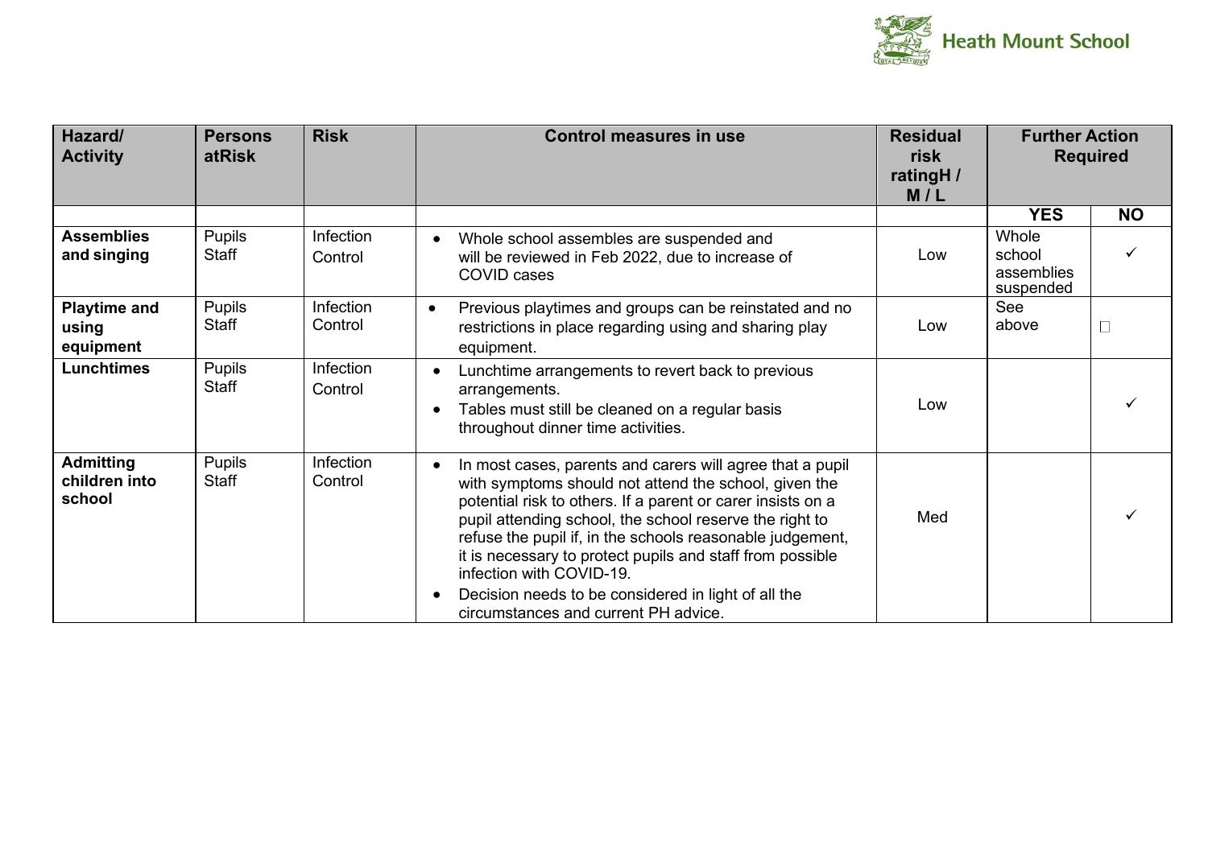| Hazard/ Activity | Persons atRisk | Risk | Control measures in use | Residual risk ratingH / M / L | Further Action Required | |
|---|---|---|---|---|---|---|
| | | | | | YES | NO |
| **Assemblies and singing** | Pupils Staff | Infection Control | • Whole school assembles are suspended and will be reviewed in Feb 2022, due to increase of COVID cases | Low | Whole school assemblies suspended | ✓ |
| **Playtime and using equipment** | Pupils Staff | Infection Control | • Previous playtimes and groups can be reinstated and no restrictions in place regarding using and sharing play equipment. | Low | See above | ☐ |
| **Lunchtimes** | Pupils Staff | Infection Control | • Lunchtime arrangements to revert back to previous arrangements.<br>• Tables must still be cleaned on a regular basis throughout dinner time activities. | Low | | ✓ |
| **Admitting children into school** | Pupils Staff | Infection Control | • In most cases, parents and carers will agree that a pupil with symptoms should not attend the school, given the potential risk to others. If a parent or carer insists on a pupil attending school, the school reserve the right to refuse the pupil if, in the schools reasonable judgement, it is necessary to protect pupils and staff from possible infection with COVID-19.<br>• Decision needs to be considered in light of all the circumstances and current PH advice. | Med | | ✓ |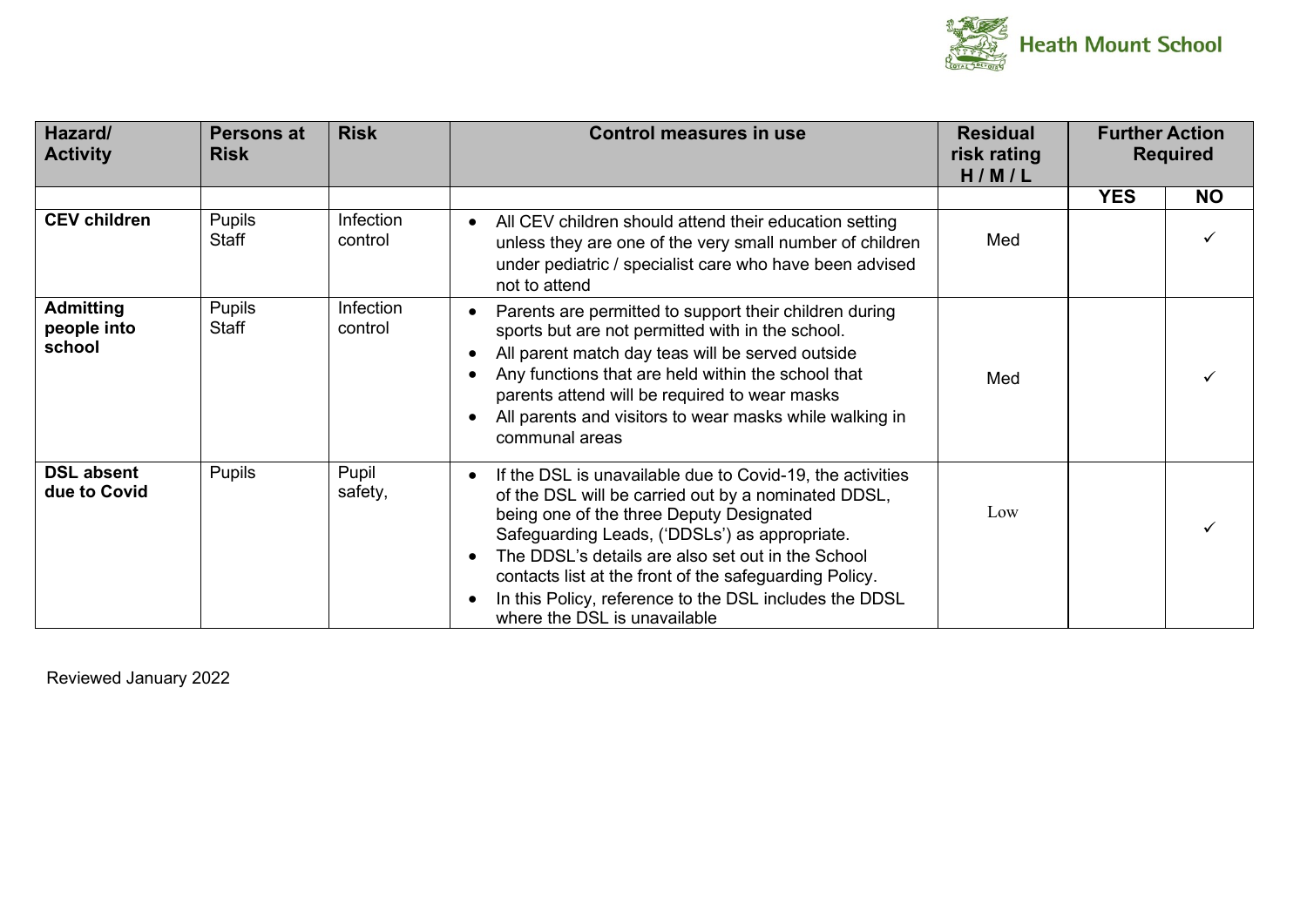| Hazard/ Activity | Persons at Risk | Risk | Control measures in use | Residual risk rating H / M / L | Further Action Required | |
|---|---|---|---|---|---|---|
| | | | | | YES | NO |
| **CEV children** | Pupils<br>Staff | Infection control | • All CEV children should attend their education setting unless they are one of the very small number of children under pediatric / specialist care who have been advised not to attend | Med | | ✓ |
| **Admitting people into school** | Pupils<br>Staff | Infection control | • Parents are permitted to support their children during sports but are not permitted with in the school.<br>• All parent match day teas will be served outside<br>• Any functions that are held within the school that parents attend will be required to wear masks<br>• All parents and visitors to wear masks while walking in communal areas | Med | | ✓ |
| **DSL absent due to Covid** | Pupils | Pupil safety, | • If the DSL is unavailable due to Covid-19, the activities of the DSL will be carried out by a nominated DDSL, being one of the three Deputy Designated Safeguarding Leads, ('DDSLs') as appropriate.<br>• The DDSL's details are also set out in the School contacts list at the front of the safeguarding Policy.<br>• In this Policy, reference to the DSL includes the DDSL where the DSL is unavailable | Low | | ✓ |

Reviewed January 2022